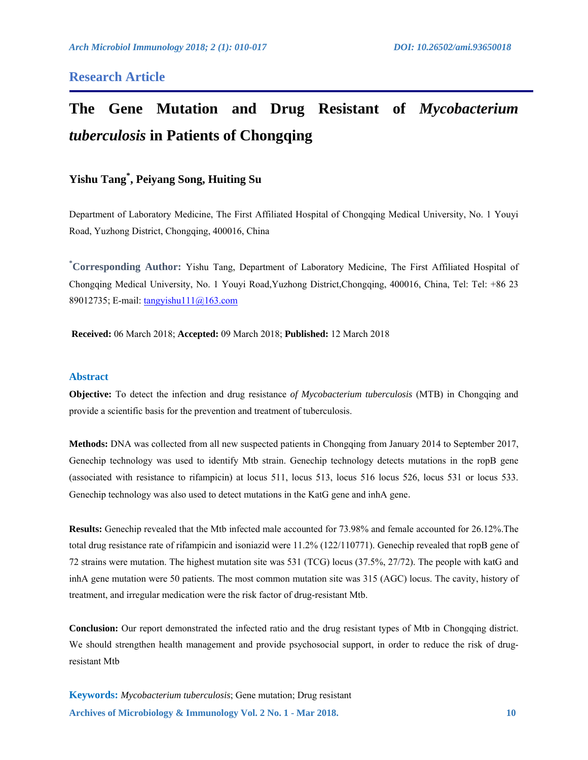## Research Article

# The Gene Mutation and Drug Resistant of *Mycobacterium tuberculosis* in Patients of Chongqing

**Yishu Tang*, Peiyang Song, Huiting Su**

Department of Laboratory Medicine, The First Affiliated Hospital of Chongqing Medical University, No. 1 Youyi Road, Yuzhong District, Chongqing, 400016, China

***Corresponding Author:** Yishu Tang, Department of Laboratory Medicine, The First Affiliated Hospital of Chongqing Medical University, No. 1 Youyi Road,Yuzhong District,Chongqing, 400016, China, Tel: Tel: +86 23 89012735; E-mail: tangyishu111@163.com

**Received:** 06 March 2018; **Accepted:** 09 March 2018; **Published:** 12 March 2018

## Abstract

**Objective:** To detect the infection and drug resistance *of Mycobacterium tuberculosis* (MTB) in Chongqing and provide a scientific basis for the prevention and treatment of tuberculosis.

**Methods:** DNA was collected from all new suspected patients in Chongqing from January 2014 to September 2017, Genechip technology was used to identify Mtb strain. Genechip technology detects mutations in the ropB gene (associated with resistance to rifampicin) at locus 511, locus 513, locus 516 locus 526, locus 531 or locus 533. Genechip technology was also used to detect mutations in the KatG gene and inhA gene.

**Results:** Genechip revealed that the Mtb infected male accounted for 73.98% and female accounted for 26.12%.The total drug resistance rate of rifampicin and isoniazid were 11.2% (122/110771). Genechip revealed that ropB gene of 72 strains were mutation. The highest mutation site was 531 (TCG) locus (37.5%, 27/72). The people with katG and inhA gene mutation were 50 patients. The most common mutation site was 315 (AGC) locus. The cavity, history of treatment, and irregular medication were the risk factor of drug-resistant Mtb.

**Conclusion:** Our report demonstrated the infected ratio and the drug resistant types of Mtb in Chongqing district. We should strengthen health management and provide psychosocial support, in order to reduce the risk of drug-resistant Mtb

**Keywords:** *Mycobacterium tuberculosis*; Gene mutation; Drug resistant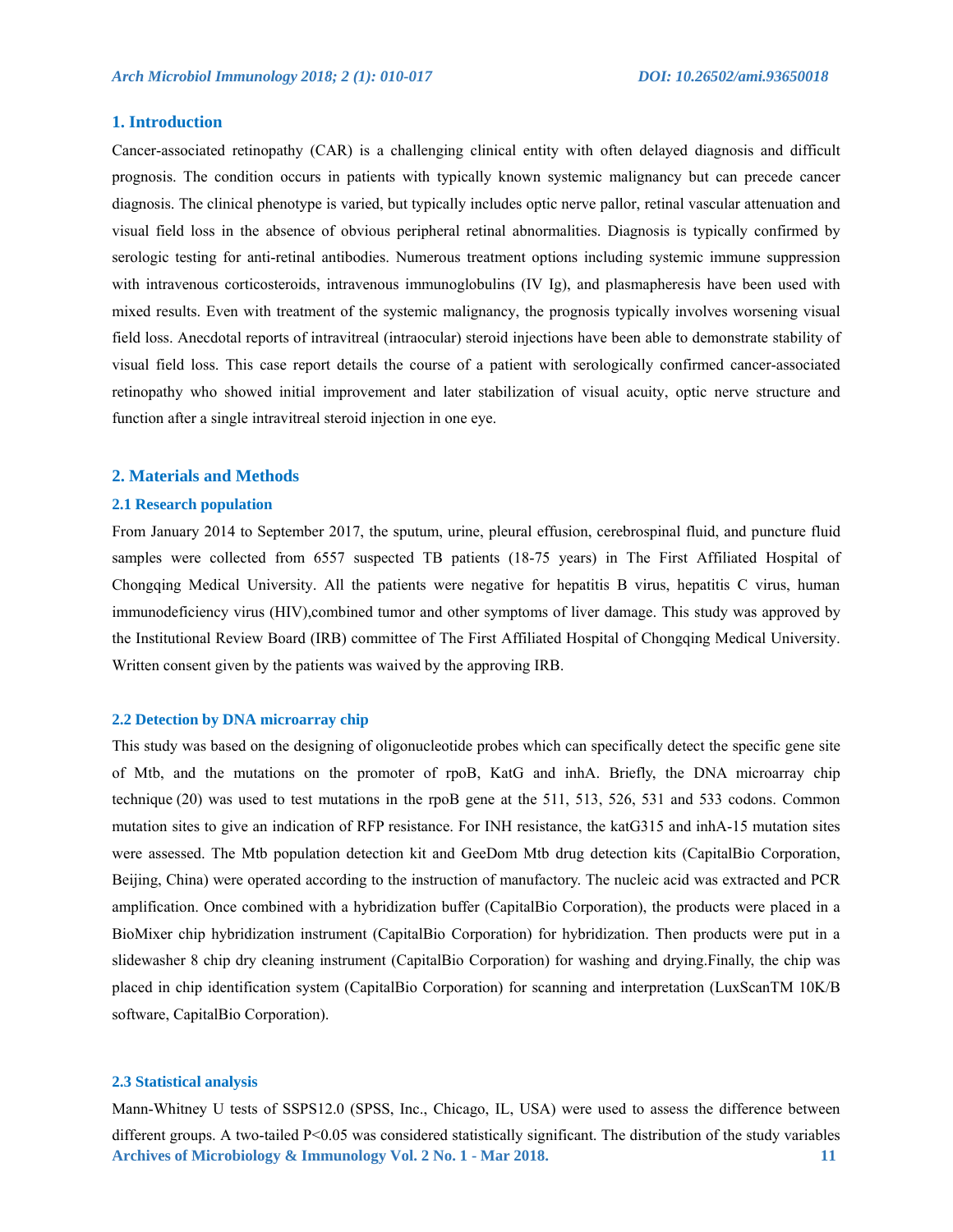## 1. Introduction

Cancer-associated retinopathy (CAR) is a challenging clinical entity with often delayed diagnosis and difficult prognosis. The condition occurs in patients with typically known systemic malignancy but can precede cancer diagnosis. The clinical phenotype is varied, but typically includes optic nerve pallor, retinal vascular attenuation and visual field loss in the absence of obvious peripheral retinal abnormalities. Diagnosis is typically confirmed by serologic testing for anti-retinal antibodies. Numerous treatment options including systemic immune suppression with intravenous corticosteroids, intravenous immunoglobulins (IV Ig), and plasmapheresis have been used with mixed results. Even with treatment of the systemic malignancy, the prognosis typically involves worsening visual field loss. Anecdotal reports of intravitreal (intraocular) steroid injections have been able to demonstrate stability of visual field loss. This case report details the course of a patient with serologically confirmed cancer-associated retinopathy who showed initial improvement and later stabilization of visual acuity, optic nerve structure and function after a single intravitreal steroid injection in one eye.

## 2. Materials and Methods

### 2.1 Research population

From January 2014 to September 2017, the sputum, urine, pleural effusion, cerebrospinal fluid, and puncture fluid samples were collected from 6557 suspected TB patients (18-75 years) in The First Affiliated Hospital of Chongqing Medical University. All the patients were negative for hepatitis B virus, hepatitis C virus, human immunodeficiency virus (HIV),combined tumor and other symptoms of liver damage. This study was approved by the Institutional Review Board (IRB) committee of The First Affiliated Hospital of Chongqing Medical University. Written consent given by the patients was waived by the approving IRB.

### 2.2 Detection by DNA microarray chip

This study was based on the designing of oligonucleotide probes which can specifically detect the specific gene site of Mtb, and the mutations on the promoter of rpoB, KatG and inhA. Briefly, the DNA microarray chip technique (20) was used to test mutations in the rpoB gene at the 511, 513, 526, 531 and 533 codons. Common mutation sites to give an indication of RFP resistance. For INH resistance, the katG315 and inhA-15 mutation sites were assessed. The Mtb population detection kit and GeeDom Mtb drug detection kits (CapitalBio Corporation, Beijing, China) were operated according to the instruction of manufactory. The nucleic acid was extracted and PCR amplification. Once combined with a hybridization buffer (CapitalBio Corporation), the products were placed in a BioMixer chip hybridization instrument (CapitalBio Corporation) for hybridization. Then products were put in a slidewasher 8 chip dry cleaning instrument (CapitalBio Corporation) for washing and drying.Finally, the chip was placed in chip identification system (CapitalBio Corporation) for scanning and interpretation (LuxScanTM 10K/B software, CapitalBio Corporation).

### 2.3 Statistical analysis

Mann-Whitney U tests of SSPS12.0 (SPSS, Inc., Chicago, IL, USA) were used to assess the difference between different groups. A two-tailed $P<0.05$ was considered statistically significant. The distribution of the study variables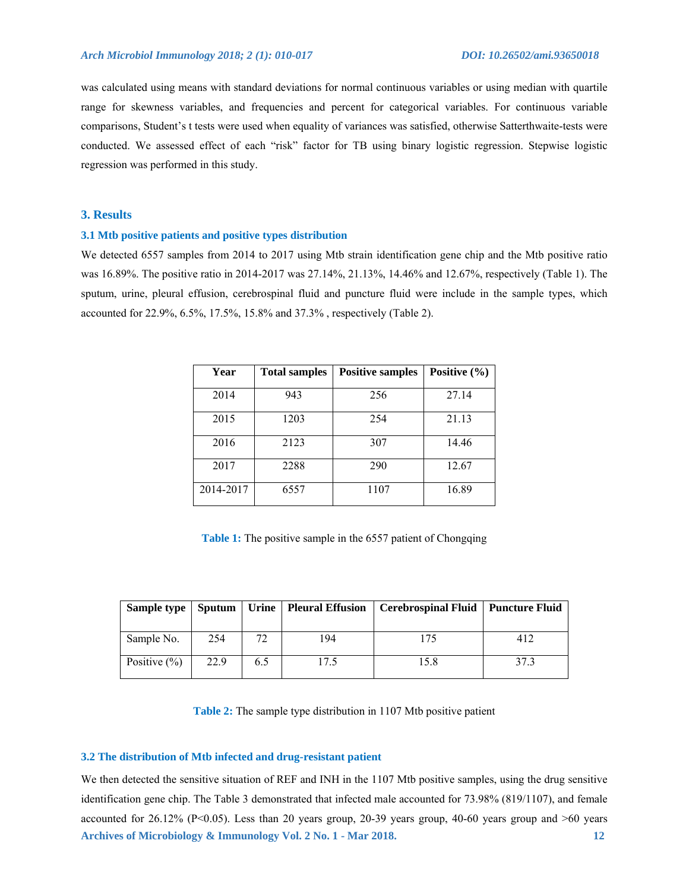was calculated using means with standard deviations for normal continuous variables or using median with quartile range for skewness variables, and frequencies and percent for categorical variables. For continuous variable comparisons, Student's t tests were used when equality of variances was satisfied, otherwise Satterthwaite-tests were conducted. We assessed effect of each "risk" factor for TB using binary logistic regression. Stepwise logistic regression was performed in this study.

## 3. Results

### 3.1 Mtb positive patients and positive types distribution

We detected 6557 samples from 2014 to 2017 using Mtb strain identification gene chip and the Mtb positive ratio was 16.89%. The positive ratio in 2014-2017 was 27.14%, 21.13%, 14.46% and 12.67%, respectively (Table 1). The sputum, urine, pleural effusion, cerebrospinal fluid and puncture fluid were include in the sample types, which accounted for 22.9%, 6.5%, 17.5%, 15.8% and 37.3% , respectively (Table 2).

| Year | Total samples | Positive samples | Positive (%) |
|---|---|---|---|
| 2014 | 943 | 256 | 27.14 |
| 2015 | 1203 | 254 | 21.13 |
| 2016 | 2123 | 307 | 14.46 |
| 2017 | 2288 | 290 | 12.67 |
| 2014-2017 | 6557 | 1107 | 16.89 |

**Table 1:** The positive sample in the 6557 patient of Chongqing

| Sample type | Sputum | Urine | Pleural Effusion | Cerebrospinal Fluid | Puncture Fluid |
|---|---|---|---|---|---|
| Sample No. | 254 | 72 | 194 | 175 | 412 |
| Positive (%) | 22.9 | 6.5 | 17.5 | 15.8 | 37.3 |

**Table 2:** The sample type distribution in 1107 Mtb positive patient

### 3.2 The distribution of Mtb infected and drug-resistant patient

We then detected the sensitive situation of REF and INH in the 1107 Mtb positive samples, using the drug sensitive identification gene chip. The Table 3 demonstrated that infected male accounted for 73.98% (819/1107), and female accounted for 26.12% ($P<0.05$). Less than 20 years group, 20-39 years group, 40-60 years group and >60 years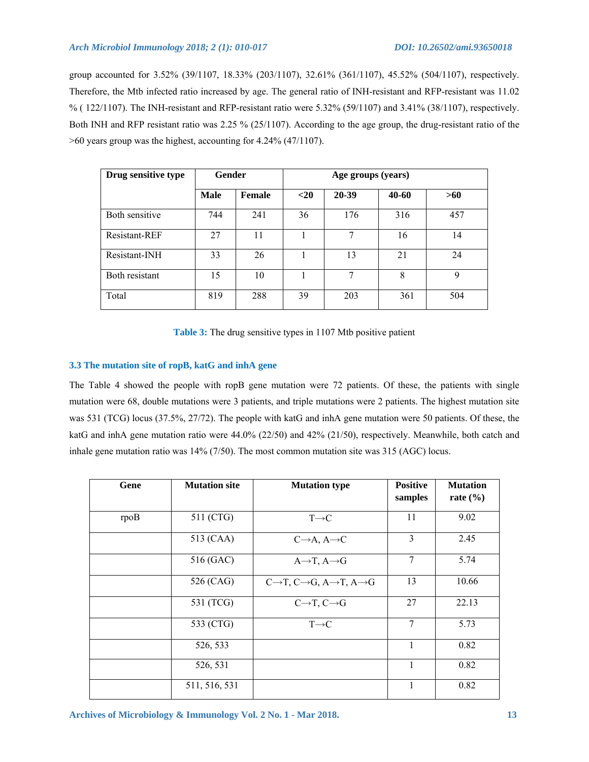group accounted for 3.52% (39/1107, 18.33% (203/1107), 32.61% (361/1107), 45.52% (504/1107), respectively. Therefore, the Mtb infected ratio increased by age. The general ratio of INH-resistant and RFP-resistant was 11.02 % ( 122/1107). The INH-resistant and RFP-resistant ratio were 5.32% (59/1107) and 3.41% (38/1107), respectively. Both INH and RFP resistant ratio was 2.25 % (25/1107). According to the age group, the drug-resistant ratio of the >60 years group was the highest, accounting for 4.24% (47/1107).

| Drug sensitive type | Gender | | Age groups (years) | | | |
|---|---|---|---|---|---|---|
| | Male | Female | <20 | 20-39 | 40-60 | >60 |
| Both sensitive | 744 | 241 | 36 | 176 | 316 | 457 |
| Resistant-REF | 27 | 11 | 1 | 7 | 16 | 14 |
| Resistant-INH | 33 | 26 | 1 | 13 | 21 | 24 |
| Both resistant | 15 | 10 | 1 | 7 | 8 | 9 |
| Total | 819 | 288 | 39 | 203 | 361 | 504 |

**Table 3:** The drug sensitive types in 1107 Mtb positive patient

### 3.3 The mutation site of ropB, katG and inhA gene

The Table 4 showed the people with ropB gene mutation were 72 patients. Of these, the patients with single mutation were 68, double mutations were 3 patients, and triple mutations were 2 patients. The highest mutation site was 531 (TCG) locus (37.5%, 27/72). The people with katG and inhA gene mutation were 50 patients. Of these, the katG and inhA gene mutation ratio were 44.0% (22/50) and 42% (21/50), respectively. Meanwhile, both catch and inhale gene mutation ratio was 14% (7/50). The most common mutation site was 315 (AGC) locus.

| Gene | Mutation site | Mutation type | Positive samples | Mutation rate (%) |
|---|---|---|---|---|
| rpoB | 511 (CTG) | T→C | 11 | 9.02 |
| | 513 (CAA) | C→A, A→C | 3 | 2.45 |
| | 516 (GAC) | A→T, A→G | 7 | 5.74 |
| | 526 (CAG) | C→T, C→G, A→T, A→G | 13 | 10.66 |
| | 531 (TCG) | C→T, C→G | 27 | 22.13 |
| | 533 (CTG) | T→C | 7 | 5.73 |
| | 526, 533 | | 1 | 0.82 |
| | 526, 531 | | 1 | 0.82 |
| | 511, 516, 531 | | 1 | 0.82 |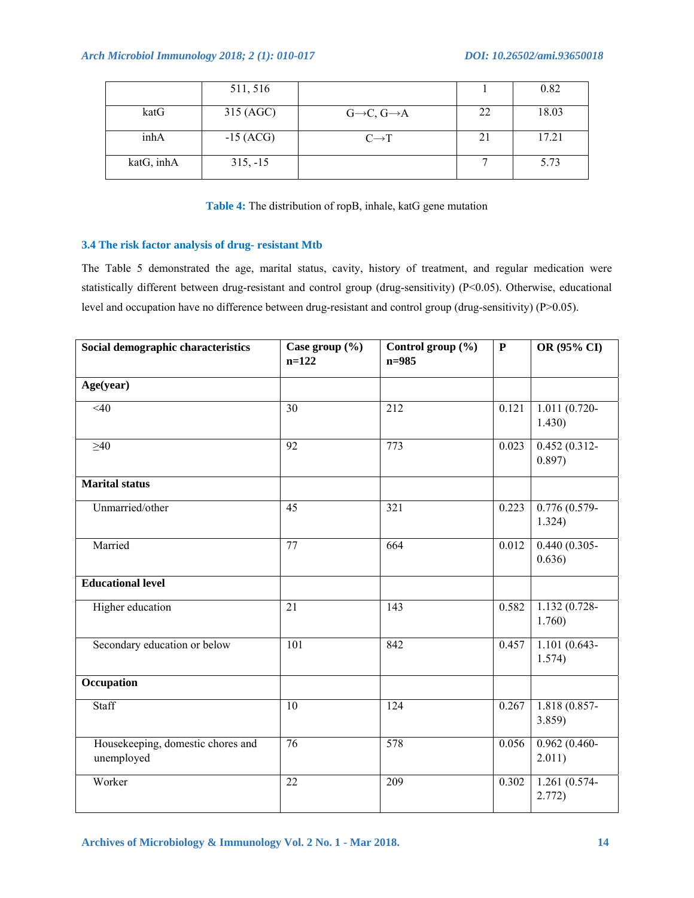| | 511, 516 | | 1 | 0.82 |
|---|---|---|---|---|
| katG | 315 (AGC) | G→C, G→A | 22 | 18.03 |
| inhA | -15 (ACG) | C→T | 21 | 17.21 |
| katG, inhA | 315, -15 | | 7 | 5.73 |

**Table 4:** The distribution of ropB, inhale, katG gene mutation

### 3.4 The risk factor analysis of drug- resistant Mtb

The Table 5 demonstrated the age, marital status, cavity, history of treatment, and regular medication were statistically different between drug-resistant and control group (drug-sensitivity) (P<0.05). Otherwise, educational level and occupation have no difference between drug-resistant and control group (drug-sensitivity) (P>0.05).

| Social demographic characteristics | Case group (%) n=122 | Control group (%) n=985 | P | OR (95% CI) |
|---|---|---|---|---|
| **Age(year)** | | | | |
| <40 | 30 | 212 | 0.121 | 1.011 (0.720-1.430) |
| ≥40 | 92 | 773 | 0.023 | 0.452 (0.312-0.897) |
| **Marital status** | | | | |
| Unmarried/other | 45 | 321 | 0.223 | 0.776 (0.579-1.324) |
| Married | 77 | 664 | 0.012 | 0.440 (0.305-0.636) |
| **Educational level** | | | | |
| Higher education | 21 | 143 | 0.582 | 1.132 (0.728-1.760) |
| Secondary education or below | 101 | 842 | 0.457 | 1.101 (0.643-1.574) |
| **Occupation** | | | | |
| Staff | 10 | 124 | 0.267 | 1.818 (0.857-3.859) |
| Housekeeping, domestic chores and unemployed | 76 | 578 | 0.056 | 0.962 (0.460-2.011) |
| Worker | 22 | 209 | 0.302 | 1.261 (0.574-2.772) |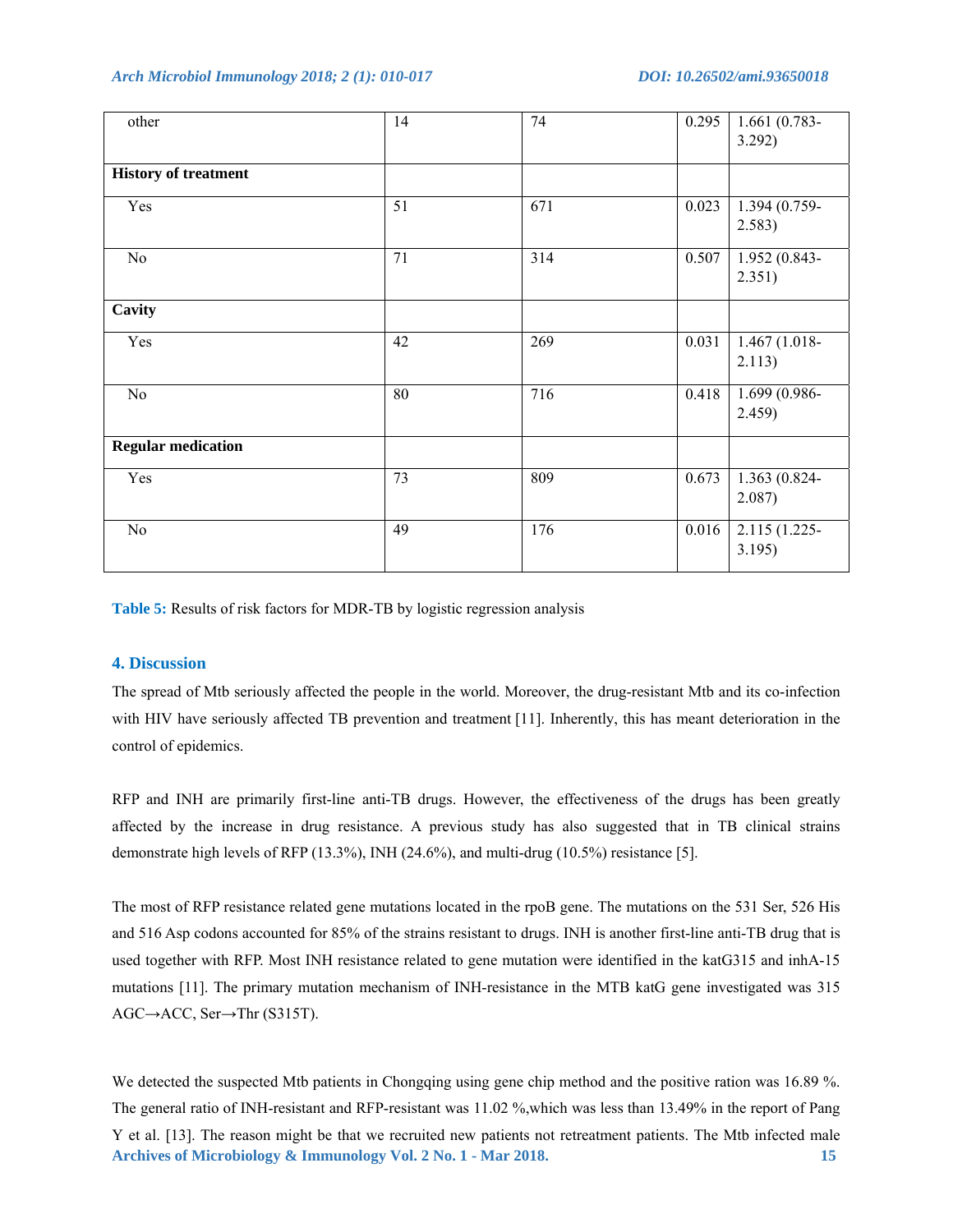| | | | | |
|---|---|---|---|---|
| other | 14 | 74 | 0.295 | 1.661 (0.783-3.292) |
| **History of treatment** | | | | |
| Yes | 51 | 671 | 0.023 | 1.394 (0.759-2.583) |
| No | 71 | 314 | 0.507 | 1.952 (0.843-2.351) |
| **Cavity** | | | | |
| Yes | 42 | 269 | 0.031 | 1.467 (1.018-2.113) |
| No | 80 | 716 | 0.418 | 1.699 (0.986-2.459) |
| **Regular medication** | | | | |
| Yes | 73 | 809 | 0.673 | 1.363 (0.824-2.087) |
| No | 49 | 176 | 0.016 | 2.115 (1.225-3.195) |

**Table 5:** Results of risk factors for MDR-TB by logistic regression analysis

## 4. Discussion

The spread of Mtb seriously affected the people in the world. Moreover, the drug-resistant Mtb and its co-infection with HIV have seriously affected TB prevention and treatment [11]. Inherently, this has meant deterioration in the control of epidemics.

RFP and INH are primarily first-line anti-TB drugs. However, the effectiveness of the drugs has been greatly affected by the increase in drug resistance. A previous study has also suggested that in TB clinical strains demonstrate high levels of RFP (13.3%), INH (24.6%), and multi-drug (10.5%) resistance [5].

The most of RFP resistance related gene mutations located in the rpoB gene. The mutations on the 531 Ser, 526 His and 516 Asp codons accounted for 85% of the strains resistant to drugs. INH is another first-line anti-TB drug that is used together with RFP. Most INH resistance related to gene mutation were identified in the katG315 and inhA-15 mutations [11]. The primary mutation mechanism of INH-resistance in the MTB katG gene investigated was 315 AGC→ACC, Ser→Thr (S315T).

We detected the suspected Mtb patients in Chongqing using gene chip method and the positive ration was 16.89 %. The general ratio of INH-resistant and RFP-resistant was 11.02 %,which was less than 13.49% in the report of Pang Y et al. [13]. The reason might be that we recruited new patients not retreatment patients. The Mtb infected male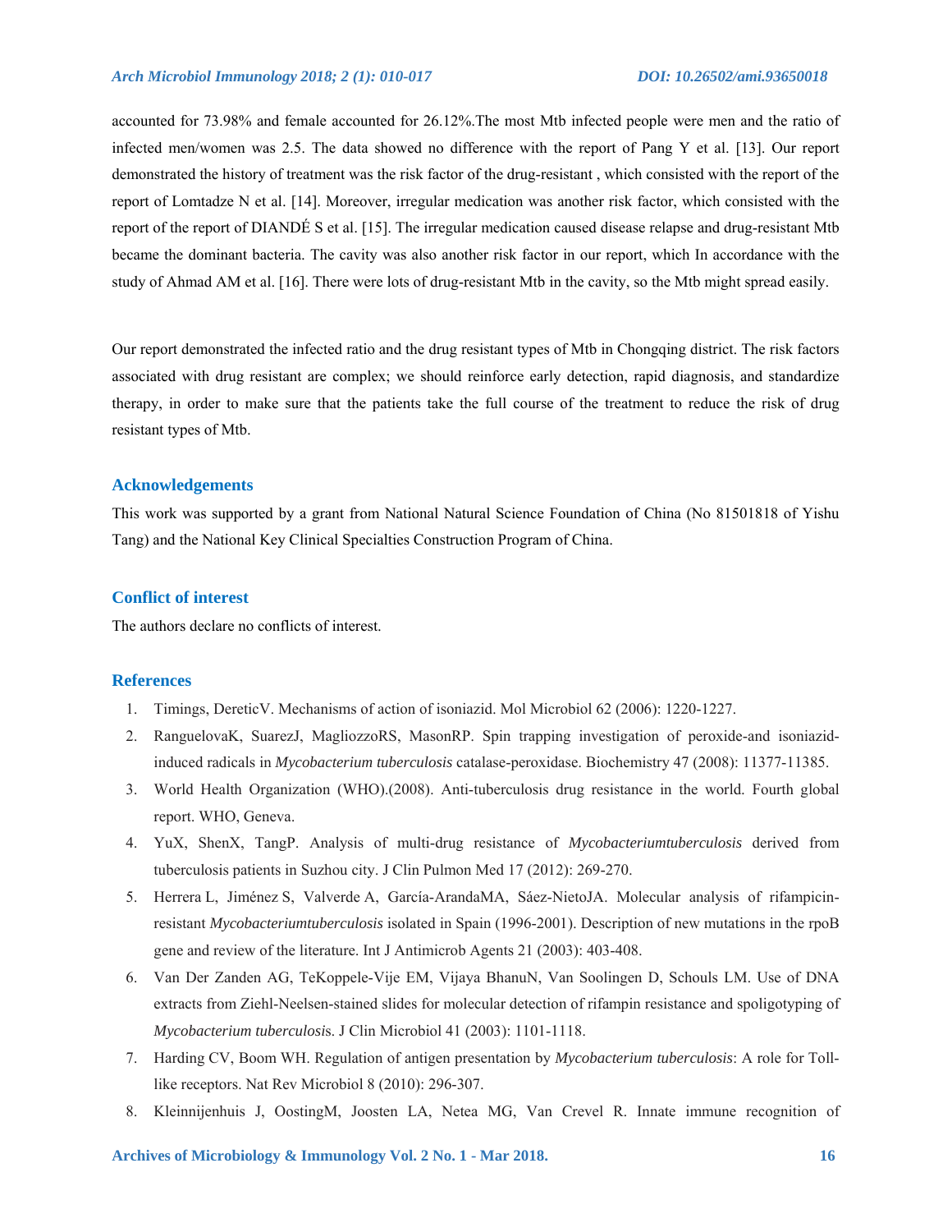accounted for 73.98% and female accounted for 26.12%.The most Mtb infected people were men and the ratio of infected men/women was 2.5. The data showed no difference with the report of Pang Y et al. [13]. Our report demonstrated the history of treatment was the risk factor of the drug-resistant , which consisted with the report of the report of Lomtadze N et al. [14]. Moreover, irregular medication was another risk factor, which consisted with the report of the report of DIANDÉ S et al. [15]. The irregular medication caused disease relapse and drug-resistant Mtb became the dominant bacteria. The cavity was also another risk factor in our report, which In accordance with the study of Ahmad AM et al. [16]. There were lots of drug-resistant Mtb in the cavity, so the Mtb might spread easily.

Our report demonstrated the infected ratio and the drug resistant types of Mtb in Chongqing district. The risk factors associated with drug resistant are complex; we should reinforce early detection, rapid diagnosis, and standardize therapy, in order to make sure that the patients take the full course of the treatment to reduce the risk of drug resistant types of Mtb.

## Acknowledgements

This work was supported by a grant from National Natural Science Foundation of China (No 81501818 of Yishu Tang) and the National Key Clinical Specialties Construction Program of China.

## Conflict of interest

The authors declare no conflicts of interest.

## References

1. Timings, DereticV. Mechanisms of action of isoniazid. Mol Microbiol 62 (2006): 1220-1227.
2. RanguelovaK, SuarezJ, MagliozzoRS, MasonRP. Spin trapping investigation of peroxide-and isoniazid-induced radicals in *Mycobacterium tuberculosis* catalase-peroxidase. Biochemistry 47 (2008): 11377-11385.
3. World Health Organization (WHO).(2008). Anti-tuberculosis drug resistance in the world. Fourth global report. WHO, Geneva.
4. YuX, ShenX, TangP. Analysis of multi-drug resistance of *Mycobacteriumtuberculosis* derived from tuberculosis patients in Suzhou city. J Clin Pulmon Med 17 (2012): 269-270.
5. Herrera L, Jiménez S, Valverde A, García-ArandaMA, Sáez-NietoJA. Molecular analysis of rifampicin-resistant *Mycobacteriumtuberculosis* isolated in Spain (1996-2001). Description of new mutations in the rpoB gene and review of the literature. Int J Antimicrob Agents 21 (2003): 403-408.
6. Van Der Zanden AG, TeKoppele-Vije EM, Vijaya BhanuN, Van Soolingen D, Schouls LM. Use of DNA extracts from Ziehl-Neelsen-stained slides for molecular detection of rifampin resistance and spoligotyping of *Mycobacterium tuberculosis*. J Clin Microbiol 41 (2003): 1101-1118.
7. Harding CV, Boom WH. Regulation of antigen presentation by *Mycobacterium tuberculosis*: A role for Toll-like receptors. Nat Rev Microbiol 8 (2010): 296-307.
8. Kleinnijenhuis J, OostingM, Joosten LA, Netea MG, Van Crevel R. Innate immune recognition of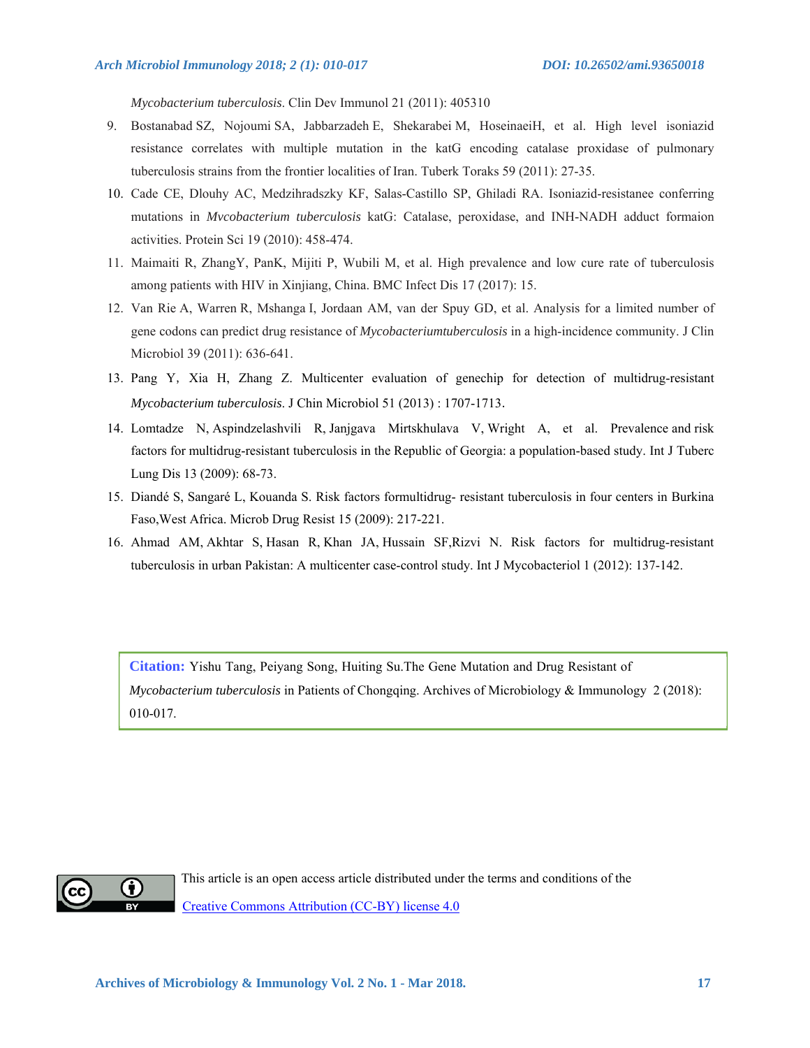*Mycobacterium tuberculosis*. Clin Dev Immunol 21 (2011): 405310

9. Bostanabad SZ, Nojoumi SA, Jabbarzadeh E, Shekarabei M, HoseinaeiH, et al. High level isoniazid resistance correlates with multiple mutation in the katG encoding catalase proxidase of pulmonary tuberculosis strains from the frontier localities of Iran. Tuberk Toraks 59 (2011): 27-35.
10. Cade CE, Dlouhy AC, Medzihradszky KF, Salas-Castillo SP, Ghiladi RA. Isoniazid-resistanee conferring mutations in *Mvcobacterium tuberculosis* katG: Catalase, peroxidase, and INH-NADH adduct formaion activities. Protein Sci 19 (2010): 458-474.
11. Maimaiti R, ZhangY, PanK, Mijiti P, Wubili M, et al. High prevalence and low cure rate of tuberculosis among patients with HIV in Xinjiang, China. BMC Infect Dis 17 (2017): 15.
12. Van Rie A, Warren R, Mshanga I, Jordaan AM, van der Spuy GD, et al. Analysis for a limited number of gene codons can predict drug resistance of *Mycobacteriumtuberculosis* in a high-incidence community. J Clin Microbiol 39 (2011): 636-641.
13. Pang Y, Xia H, Zhang Z. Multicenter evaluation of genechip for detection of multidrug-resistant *Mycobacterium tuberculosis*. J Chin Microbiol 51 (2013) : 1707-1713.
14. Lomtadze N, Aspindzelashvili R, Janjgava Mirtskhulava V, Wright A, et al. Prevalence and risk factors for multidrug-resistant tuberculosis in the Republic of Georgia: a population-based study. Int J Tuberc Lung Dis 13 (2009): 68-73.
15. Diandé S, Sangaré L, Kouanda S. Risk factors formultidrug- resistant tuberculosis in four centers in Burkina Faso,West Africa. Microb Drug Resist 15 (2009): 217-221.
16. Ahmad AM, Akhtar S, Hasan R, Khan JA, Hussain SF,Rizvi N. Risk factors for multidrug-resistant tuberculosis in urban Pakistan: A multicenter case-control study. Int J Mycobacteriol 1 (2012): 137-142.

**Citation:** Yishu Tang, Peiyang Song, Huiting Su.The Gene Mutation and Drug Resistant of *Mycobacterium tuberculosis* in Patients of Chongqing. Archives of Microbiology & Immunology 2 (2018): 010-017.

This article is an open access article distributed under the terms and conditions of the [Creative Commons Attribution (CC-BY) license 4.0](https://creativecommons.org/licenses/by/4.0/)